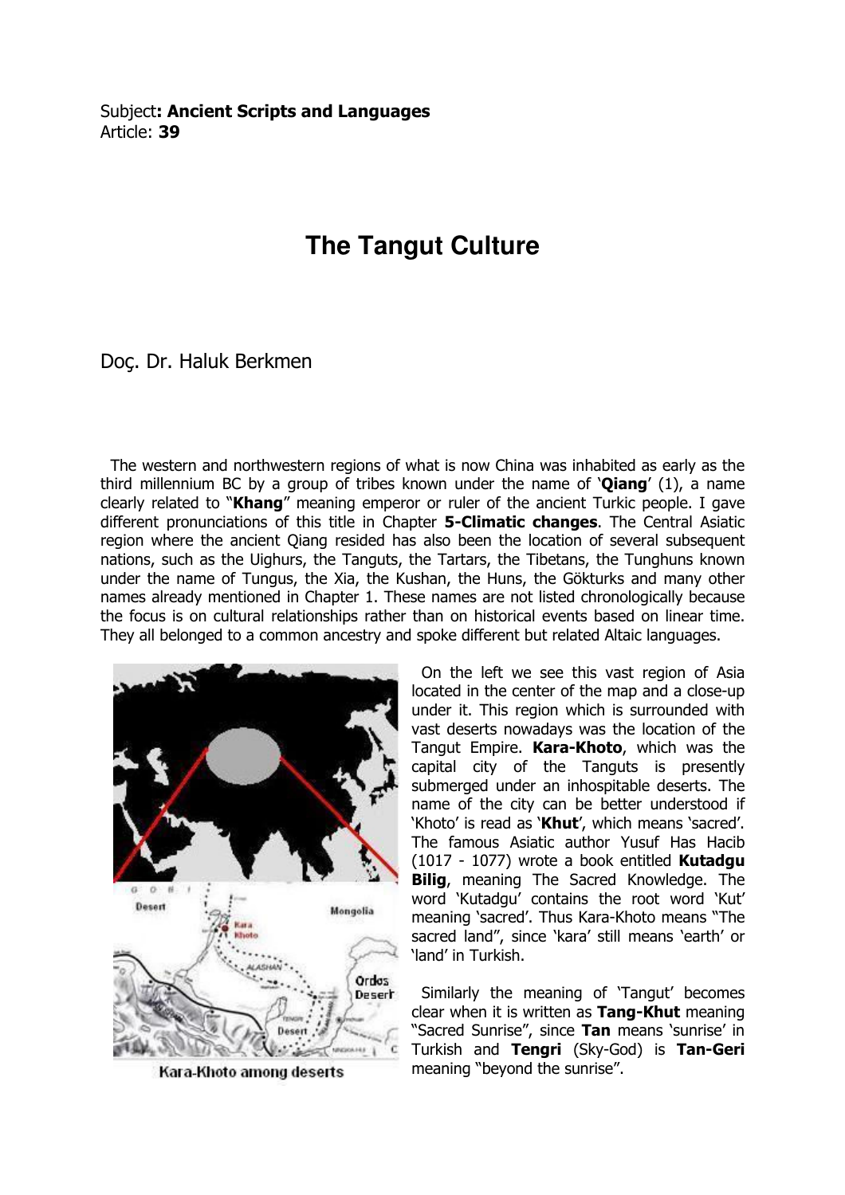Subject**: Ancient Scripts and Languages**
Article: **39**

# The Tangut Culture

Doç. Dr. Haluk Berkmen

The western and northwestern regions of what is now China was inhabited as early as the third millennium BC by a group of tribes known under the name of '**Qiang**' (1), a name clearly related to "**Khang**" meaning emperor or ruler of the ancient Turkic people. I gave different pronunciations of this title in Chapter **5-Climatic changes**. The Central Asiatic region where the ancient Qiang resided has also been the location of several subsequent nations, such as the Uighurs, the Tanguts, the Tartars, the Tibetans, the Tunghuns known under the name of Tungus, the Xia, the Kushan, the Huns, the Gökturks and many other names already mentioned in Chapter 1. These names are not listed chronologically because the focus is on cultural relationships rather than on historical events based on linear time. They all belonged to a common ancestry and spoke different but related Altaic languages.

Kara-Khoto among deserts

On the left we see this vast region of Asia located in the center of the map and a close-up under it. This region which is surrounded with vast deserts nowadays was the location of the Tangut Empire. **Kara-Khoto**, which was the capital city of the Tanguts is presently submerged under an inhospitable deserts. The name of the city can be better understood if 'Khoto' is read as '**Khut**', which means 'sacred'. The famous Asiatic author Yusuf Has Hacib (1017 - 1077) wrote a book entitled **Kutadgu Bilig**, meaning The Sacred Knowledge. The word 'Kutadgu' contains the root word 'Kut' meaning 'sacred'. Thus Kara-Khoto means "The sacred land", since 'kara' still means 'earth' or 'land' in Turkish.

Similarly the meaning of 'Tangut' becomes clear when it is written as **Tang-Khut** meaning "Sacred Sunrise", since **Tan** means 'sunrise' in Turkish and **Tengri** (Sky-God) is **Tan-Geri** meaning "beyond the sunrise".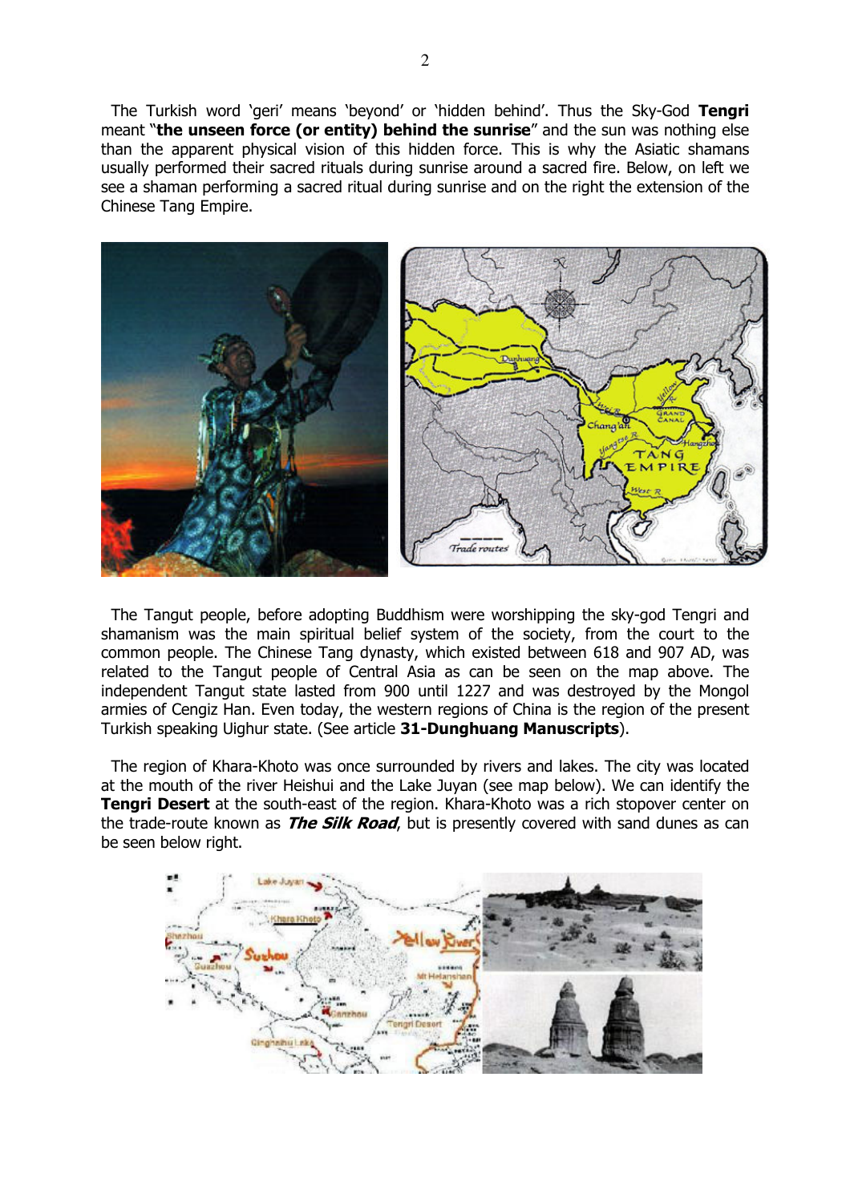The Turkish word 'geri' means 'beyond' or 'hidden behind'. Thus the Sky-God **Tengri** meant "**the unseen force (or entity) behind the sunrise**" and the sun was nothing else than the apparent physical vision of this hidden force. This is why the Asiatic shamans usually performed their sacred rituals during sunrise around a sacred fire. Below, on left we see a shaman performing a sacred ritual during sunrise and on the right the extension of the Chinese Tang Empire.

The Tangut people, before adopting Buddhism were worshipping the sky-god Tengri and shamanism was the main spiritual belief system of the society, from the court to the common people. The Chinese Tang dynasty, which existed between 618 and 907 AD, was related to the Tangut people of Central Asia as can be seen on the map above. The independent Tangut state lasted from 900 until 1227 and was destroyed by the Mongol armies of Cengiz Han. Even today, the western regions of China is the region of the present Turkish speaking Uighur state. (See article **31-Dunghuang Manuscripts**).

The region of Khara-Khoto was once surrounded by rivers and lakes. The city was located at the mouth of the river Heishui and the Lake Juyan (see map below). We can identify the **Tengri Desert** at the south-east of the region. Khara-Khoto was a rich stopover center on the trade-route known as ***The Silk Road***, but is presently covered with sand dunes as can be seen below right.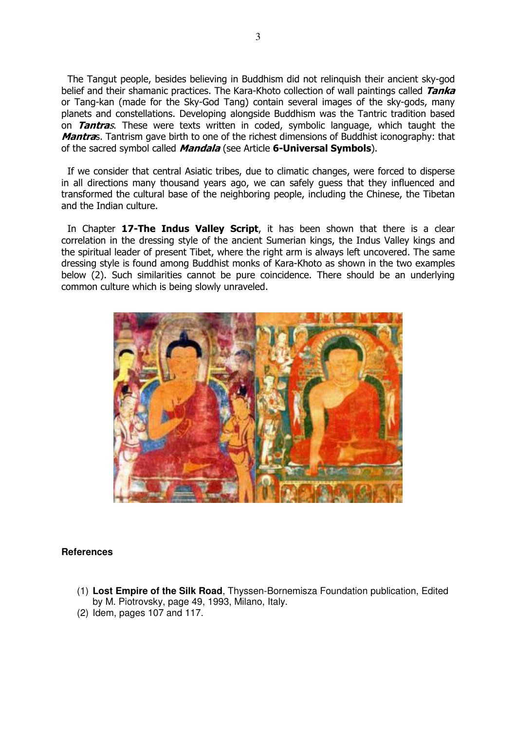The Tangut people, besides believing in Buddhism did not relinquish their ancient sky-god belief and their shamanic practices. The Kara-Khoto collection of wall paintings called ***Tanka*** or Tang-kan (made for the Sky-God Tang) contain several images of the sky-gods, many planets and constellations. Developing alongside Buddhism was the Tantric tradition based on ***Tantras***. These were texts written in coded, symbolic language, which taught the ***Mantras***. Tantrism gave birth to one of the richest dimensions of Buddhist iconography: that of the sacred symbol called ***Mandala*** (see Article **6-Universal Symbols**).

If we consider that central Asiatic tribes, due to climatic changes, were forced to disperse in all directions many thousand years ago, we can safely guess that they influenced and transformed the cultural base of the neighboring people, including the Chinese, the Tibetan and the Indian culture.

In Chapter **17-The Indus Valley Script**, it has been shown that there is a clear correlation in the dressing style of the ancient Sumerian kings, the Indus Valley kings and the spiritual leader of present Tibet, where the right arm is always left uncovered. The same dressing style is found among Buddhist monks of Kara-Khoto as shown in the two examples below (2). Such similarities cannot be pure coincidence. There should be an underlying common culture which is being slowly unraveled.

**References**

(1) **Lost Empire of the Silk Road**, Thyssen-Bornemisza Foundation publication, Edited by M. Piotrovsky, page 49, 1993, Milano, Italy.
(2) Idem, pages 107 and 117.